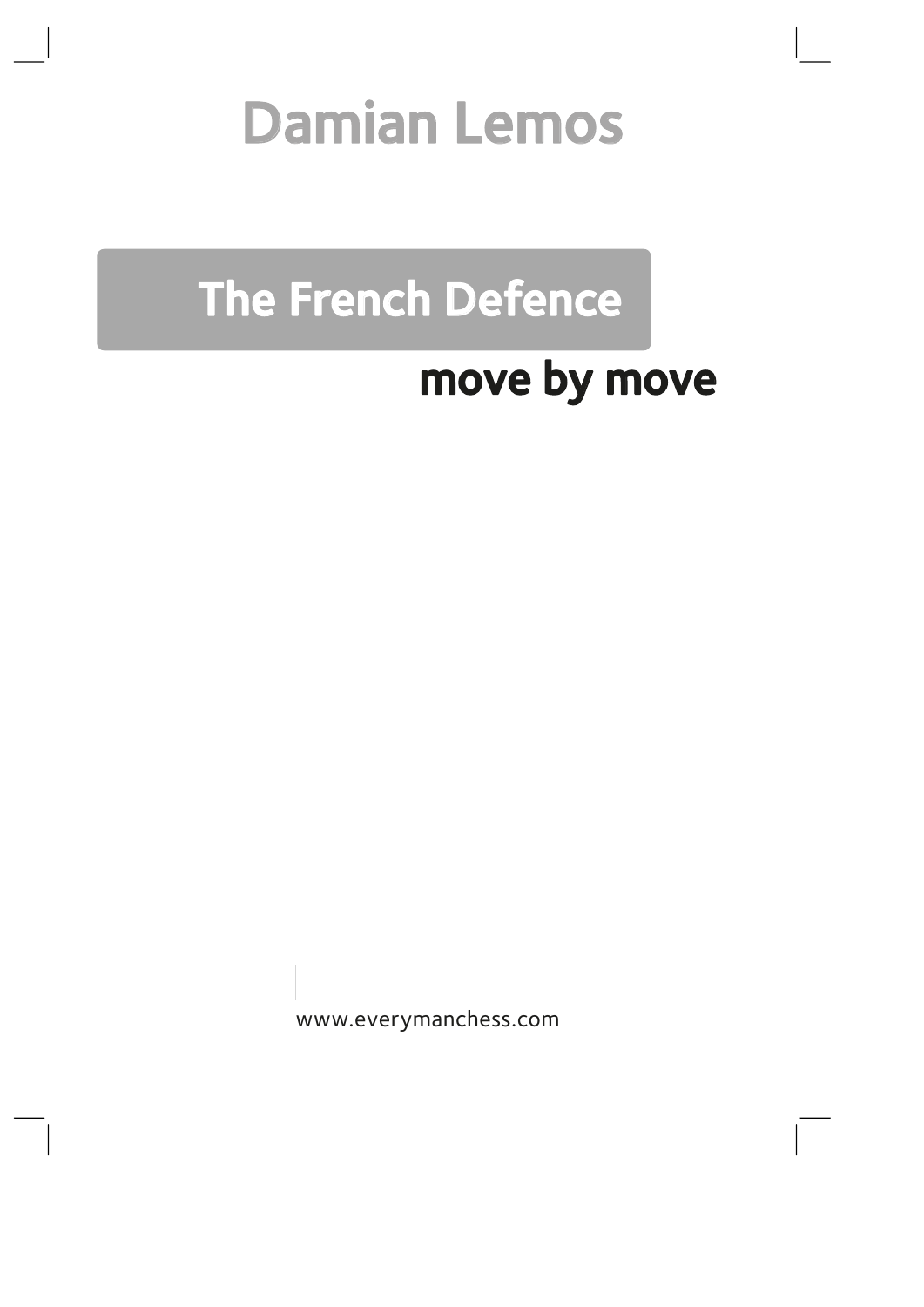# Damian Lemos

# The French Defence

## move by move

www.everymanchess.com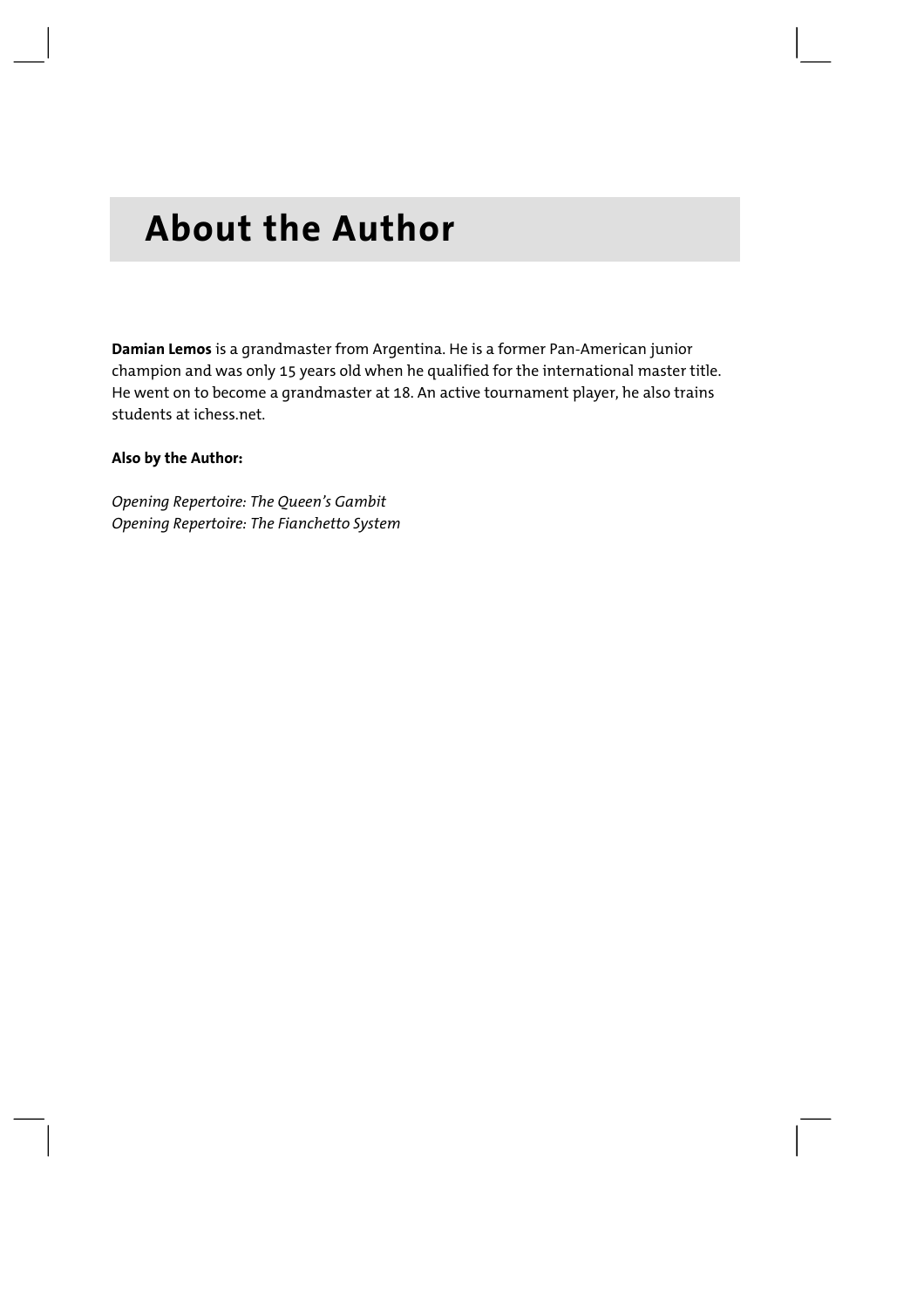# About the Author

**Damian Lemos** is a grandmaster from Argentina. He is a former Pan-American junior champion and was only 15 years old when he qualified for the international master title. He went on to become a grandmaster at 18. An active tournament player, he also trains students at ichess.net.

**Also by the Author:**

*Opening Repertoire: The Queen's Gambit*
*Opening Repertoire: The Fianchetto System*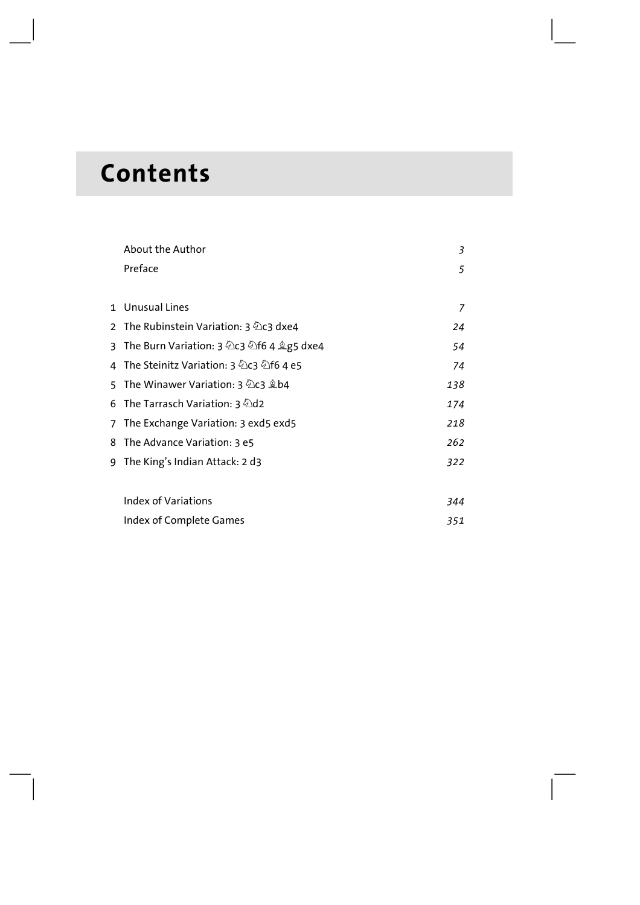# Contents

| | | |
|---|---|---|
| | About the Author | *3* |
| | Preface | *5* |
| | | |
| 1 | Unusual Lines | *7* |
| 2 | The Rubinstein Variation: 3 ♘c3 dxe4 | *24* |
| 3 | The Burn Variation: 3 ♘c3 ♘f6 4 ♗g5 dxe4 | *54* |
| 4 | The Steinitz Variation: 3 ♘c3 ♘f6 4 e5 | *74* |
| 5 | The Winawer Variation: 3 ♘c3 ♗b4 | *138* |
| 6 | The Tarrasch Variation: 3 ♘d2 | *174* |
| 7 | The Exchange Variation: 3 exd5 exd5 | *218* |
| 8 | The Advance Variation: 3 e5 | *262* |
| 9 | The King's Indian Attack: 2 d3 | *322* |
| | | |
| | Index of Variations | *344* |
| | Index of Complete Games | *351* |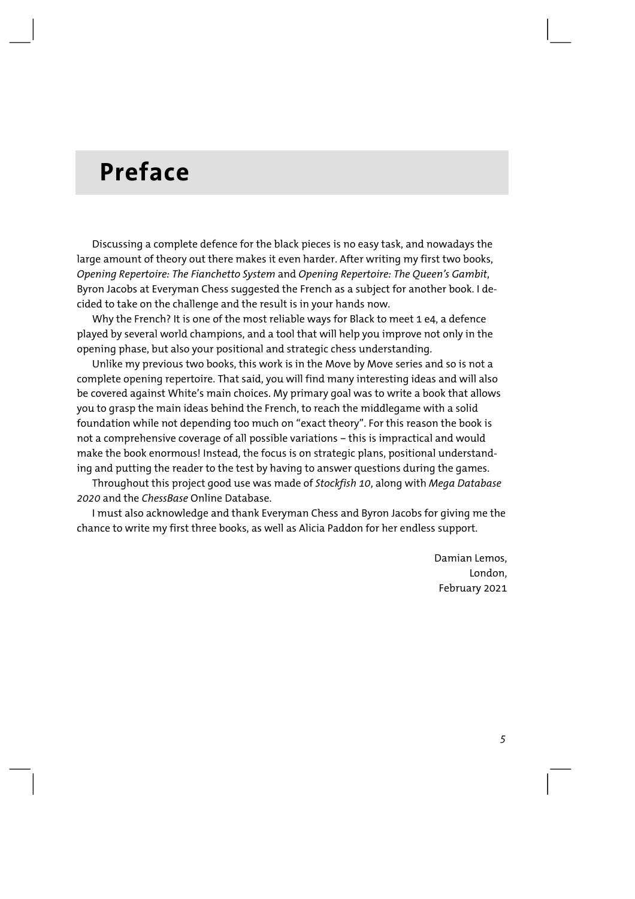# Preface

Discussing a complete defence for the black pieces is no easy task, and nowadays the large amount of theory out there makes it even harder. After writing my first two books, *Opening Repertoire: The Fianchetto System* and *Opening Repertoire: The Queen's Gambit*, Byron Jacobs at Everyman Chess suggested the French as a subject for another book. I decided to take on the challenge and the result is in your hands now.

Why the French? It is one of the most reliable ways for Black to meet 1 e4, a defence played by several world champions, and a tool that will help you improve not only in the opening phase, but also your positional and strategic chess understanding.

Unlike my previous two books, this work is in the Move by Move series and so is not a complete opening repertoire. That said, you will find many interesting ideas and will also be covered against White's main choices. My primary goal was to write a book that allows you to grasp the main ideas behind the French, to reach the middlegame with a solid foundation while not depending too much on "exact theory". For this reason the book is not a comprehensive coverage of all possible variations – this is impractical and would make the book enormous! Instead, the focus is on strategic plans, positional understanding and putting the reader to the test by having to answer questions during the games.

Throughout this project good use was made of *Stockfish 10*, along with *Mega Database 2020* and the *ChessBase* Online Database.

I must also acknowledge and thank Everyman Chess and Byron Jacobs for giving me the chance to write my first three books, as well as Alicia Paddon for her endless support.

Damian Lemos,
London,
February 2021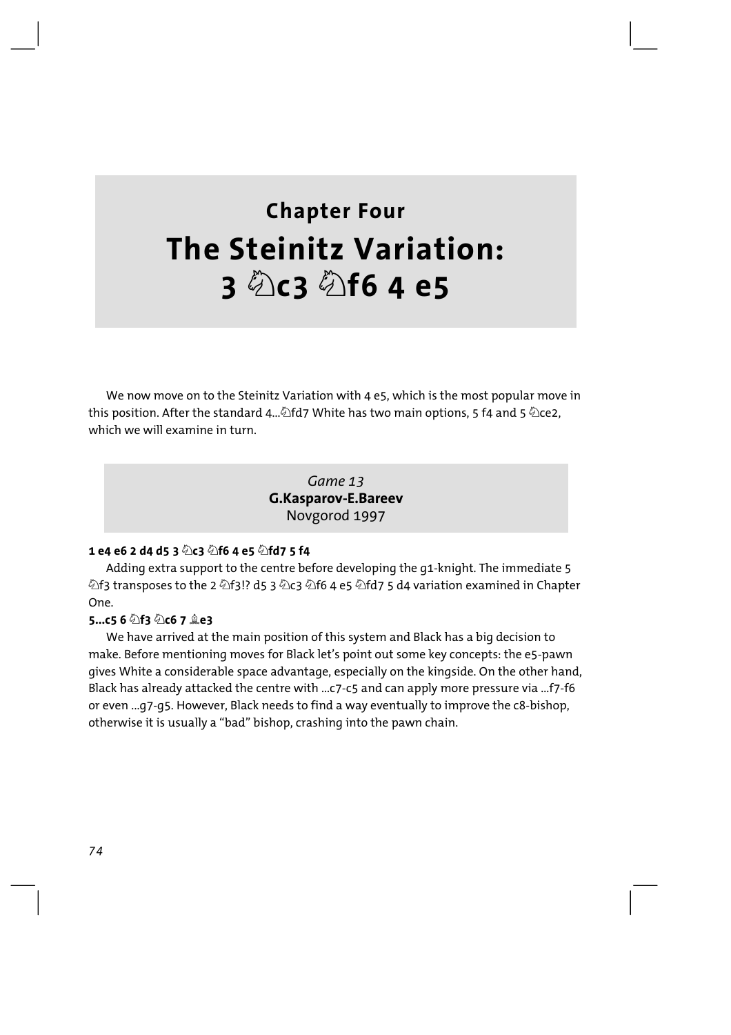# Chapter Four

# The Steinitz Variation: 3 ♘c3 ♘f6 4 e5

We now move on to the Steinitz Variation with 4 e5, which is the most popular move in this position. After the standard 4...♘fd7 White has two main options, 5 f4 and 5 ♘ce2, which we will examine in turn.

*Game 13*
**G.Kasparov-E.Bareev**
Novgorod 1997

**1 e4 e6 2 d4 d5 3 ♘c3 ♘f6 4 e5 ♘fd7 5 f4**

Adding extra support to the centre before developing the g1-knight. The immediate 5 ♘f3 transposes to the 2 ♘f3!? d5 3 ♘c3 ♘f6 4 e5 ♘fd7 5 d4 variation examined in Chapter One.

**5...c5 6 ♘f3 ♘c6 7 ♗e3**

We have arrived at the main position of this system and Black has a big decision to make. Before mentioning moves for Black let's point out some key concepts: the e5-pawn gives White a considerable space advantage, especially on the kingside. On the other hand, Black has already attacked the centre with ...c7-c5 and can apply more pressure via ...f7-f6 or even ...g7-g5. However, Black needs to find a way eventually to improve the c8-bishop, otherwise it is usually a "bad" bishop, crashing into the pawn chain.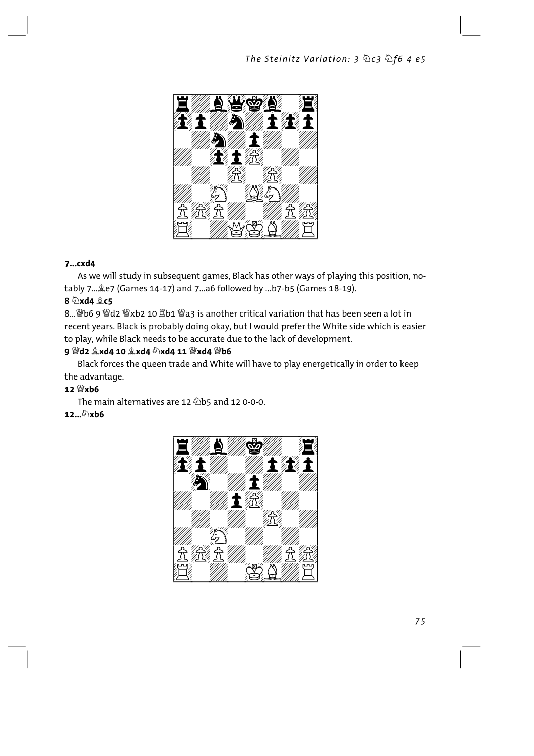**7...cxd4**

As we will study in subsequent games, Black has other ways of playing this position, notably 7...♗e7 (Games 14-17) and 7...a6 followed by ...b7-b5 (Games 18-19).

**8 ♘xd4 ♗c5**

8...♕b6 9 ♕d2 ♕xb2 10 ♖b1 ♕a3 is another critical variation that has been seen a lot in recent years. Black is probably doing okay, but I would prefer the White side which is easier to play, while Black needs to be accurate due to the lack of development.

**9 ♕d2 ♗xd4 10 ♗xd4 ♘xd4 11 ♕xd4 ♕b6**

Black forces the queen trade and White will have to play energetically in order to keep the advantage.

**12 ♕xb6**

The main alternatives are 12 ♘b5 and 12 0-0-0.

**12...♘xb6**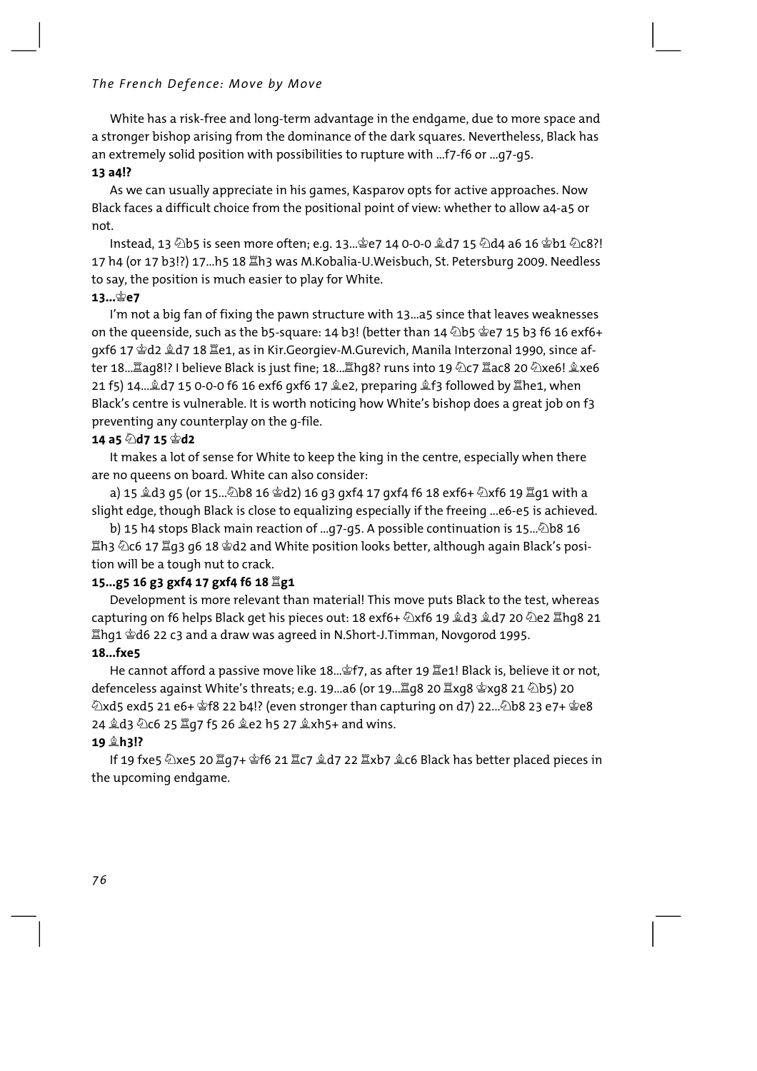White has a risk-free and long-term advantage in the endgame, due to more space and a stronger bishop arising from the dominance of the dark squares. Nevertheless, Black has an extremely solid position with possibilities to rupture with ...f7-f6 or ...g7-g5.

**13 a4!?**

As we can usually appreciate in his games, Kasparov opts for active approaches. Now Black faces a difficult choice from the positional point of view: whether to allow a4-a5 or not.

Instead, 13 ♘b5 is seen more often; e.g. 13...♔e7 14 0-0-0 ♗d7 15 ♘d4 a6 16 ♔b1 ♘c8?! 17 h4 (or 17 b3!?) 17...h5 18 ♖h3 was M.Kobalia-U.Weisbuch, St. Petersburg 2009. Needless to say, the position is much easier to play for White.

**13...♔e7**

I'm not a big fan of fixing the pawn structure with 13...a5 since that leaves weaknesses on the queenside, such as the b5-square: 14 b3! (better than 14 ♘b5 ♔e7 15 b3 f6 16 exf6+ gxf6 17 ♔d2 ♗d7 18 ♖e1, as in Kir.Georgiev-M.Gurevich, Manila Interzonal 1990, since after 18...♖ag8!? I believe Black is just fine; 18...♖hg8? runs into 19 ♘c7 ♖ac8 20 ♘xe6! ♗xe6 21 f5) 14...♗d7 15 0-0-0 f6 16 exf6 gxf6 17 ♗e2, preparing ♗f3 followed by ♖he1, when Black's centre is vulnerable. It is worth noticing how White's bishop does a great job on f3 preventing any counterplay on the g-file.

**14 a5 ♘d7 15 ♔d2**

It makes a lot of sense for White to keep the king in the centre, especially when there are no queens on board. White can also consider:

a) 15 ♗d3 g5 (or 15...♘b8 16 ♔d2) 16 g3 gxf4 17 gxf4 f6 18 exf6+ ♘xf6 19 ♖g1 with a slight edge, though Black is close to equalizing especially if the freeing ...e6-e5 is achieved.

b) 15 h4 stops Black main reaction of ...g7-g5. A possible continuation is 15...♘b8 16 ♖h3 ♘c6 17 ♖g3 g6 18 ♔d2 and White position looks better, although again Black's position will be a tough nut to crack.

**15...g5 16 g3 gxf4 17 gxf4 f6 18 ♖g1**

Development is more relevant than material! This move puts Black to the test, whereas capturing on f6 helps Black get his pieces out: 18 exf6+ ♘xf6 19 ♗d3 ♗d7 20 ♘e2 ♖hg8 21 ♖hg1 ♔d6 22 c3 and a draw was agreed in N.Short-J.Timman, Novgorod 1995.

**18...fxe5**

He cannot afford a passive move like 18...♔f7, as after 19 ♖e1! Black is, believe it or not, defenceless against White's threats; e.g. 19...a6 (or 19...♖g8 20 ♖xg8 ♔xg8 21 ♘b5) 20 ♘xd5 exd5 21 e6+ ♔f8 22 b4!? (even stronger than capturing on d7) 22...♘b8 23 e7+ ♔e8 24 ♗d3 ♘c6 25 ♖g7 f5 26 ♗e2 h5 27 ♗xh5+ and wins.

**19 ♗h3!?**

If 19 fxe5 ♘xe5 20 ♖g7+ ♔f6 21 ♖c7 ♗d7 22 ♖xb7 ♗c6 Black has better placed pieces in the upcoming endgame.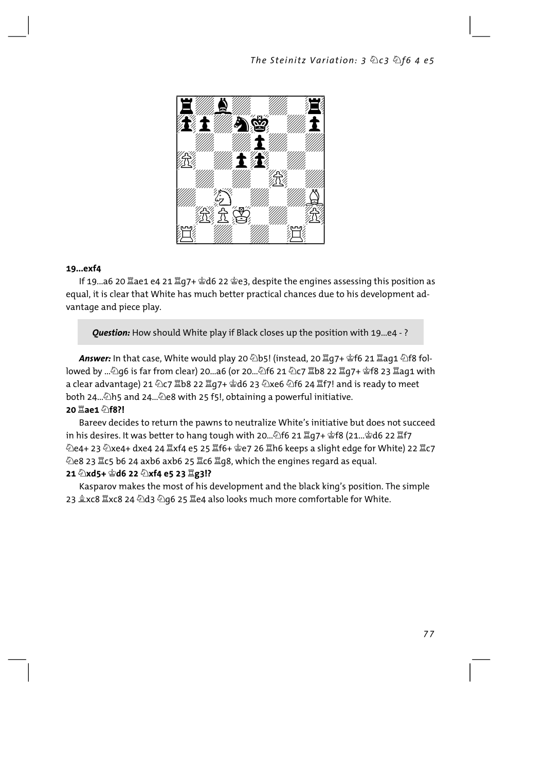**19...exf4**

If 19...a6 20 ♖ae1 e4 21 ♖g7+ ♔d6 22 ♔e3, despite the engines assessing this position as equal, it is clear that White has much better practical chances due to his development advantage and piece play.

> ***Question:*** How should White play if Black closes up the position with 19...e4 - ?

***Answer:*** In that case, White would play 20 ♘b5! (instead, 20 ♖g7+ ♔f6 21 ♖ag1 ♘f8 followed by ...♘g6 is far from clear) 20...a6 (or 20...♘f6 21 ♘c7 ♖b8 22 ♖g7+ ♔f8 23 ♖ag1 with a clear advantage) 21 ♘c7 ♖b8 22 ♖g7+ ♔d6 23 ♘xe6 ♘f6 24 ♖f7! and is ready to meet both 24...♘h5 and 24...♘e8 with 25 f5!, obtaining a powerful initiative.

**20 ♖ae1 ♘f8?!**

Bareev decides to return the pawns to neutralize White's initiative but does not succeed in his desires. It was better to hang tough with 20...♘f6 21 ♖g7+ ♔f8 (21...♔d6 22 ♖f7 ♘e4+ 23 ♘xe4+ dxe4 24 ♖xf4 e5 25 ♖f6+ ♔e7 26 ♖h6 keeps a slight edge for White) 22 ♖c7 ♘e8 23 ♖c5 b6 24 axb6 axb6 25 ♖c6 ♖g8, which the engines regard as equal.

**21 ♘xd5+ ♔d6 22 ♘xf4 e5 23 ♖g3!?**

Kasparov makes the most of his development and the black king's position. The simple 23 ♗xc8 ♖xc8 24 ♘d3 ♘g6 25 ♖e4 also looks much more comfortable for White.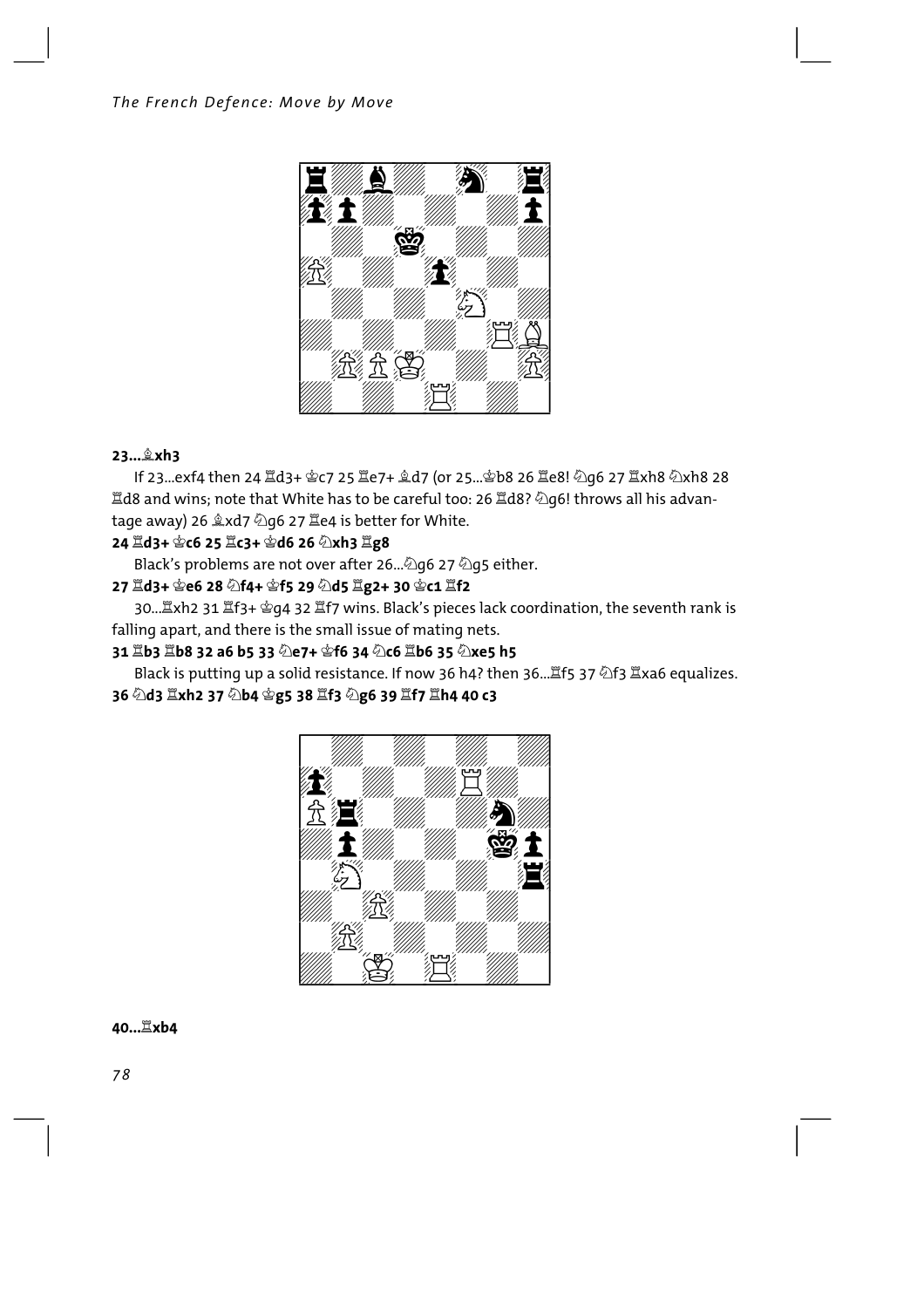**23...♗xh3**

If 23...exf4 then 24 ♖d3+ ♔c7 25 ♖e7+ ♗d7 (or 25...♔b8 26 ♖e8! ♘g6 27 ♖xh8 ♘xh8 28 ♖d8 and wins; note that White has to be careful too: 26 ♖d8? ♘g6! throws all his advantage away) 26 ♗xd7 ♘g6 27 ♖e4 is better for White.

**24 ♖d3+ ♔c6 25 ♖c3+ ♔d6 26 ♘xh3 ♖g8**

Black's problems are not over after 26...♘g6 27 ♘g5 either.

**27 ♖d3+ ♔e6 28 ♘f4+ ♔f5 29 ♘d5 ♖g2+ 30 ♔c1 ♖f2**

30...♖xh2 31 ♖f3+ ♔g4 32 ♖f7 wins. Black's pieces lack coordination, the seventh rank is falling apart, and there is the small issue of mating nets.

**31 ♖b3 ♖b8 32 a6 b5 33 ♘e7+ ♔f6 34 ♘c6 ♖b6 35 ♘xe5 h5**

Black is putting up a solid resistance. If now 36 h4? then 36...♖f5 37 ♘f3 ♖xa6 equalizes.

**36 ♘d3 ♖xh2 37 ♘b4 ♔g5 38 ♖f3 ♘g6 39 ♖f7 ♖h4 40 c3**

**40...♖xb4**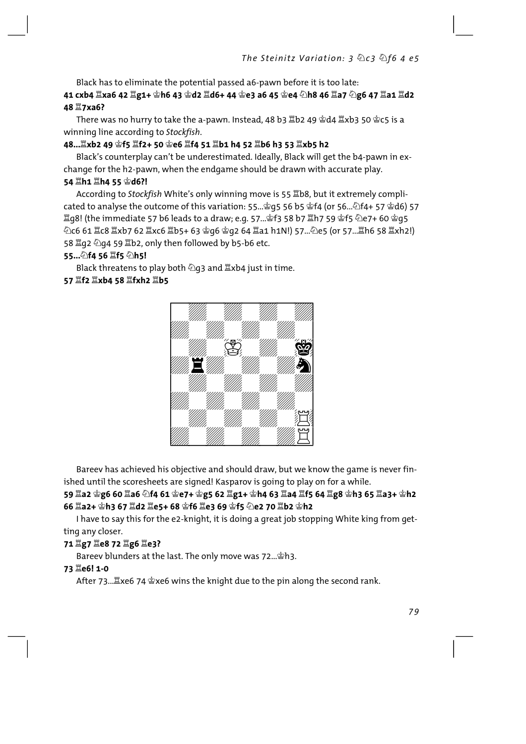Black has to eliminate the potential passed a6-pawn before it is too late:

**41 cxb4 ♖xa6 42 ♖g1+ ♔h6 43 ♔d2 ♖d6+ 44 ♔e3 a6 45 ♔e4 ♘h8 46 ♖a7 ♘g6 47 ♖a1 ♖d2 48 ♖7xa6?**

There was no hurry to take the a-pawn. Instead, 48 b3 ♖b2 49 ♔d4 ♖xb3 50 ♔c5 is a winning line according to *Stockfish*.

**48...♖xb2 49 ♔f5 ♖f2+ 50 ♔e6 ♖f4 51 ♖b1 h4 52 ♖b6 h3 53 ♖xb5 h2**

Black's counterplay can't be underestimated. Ideally, Black will get the b4-pawn in exchange for the h2-pawn, when the endgame should be drawn with accurate play.

**54 ♖h1 ♖h4 55 ♔d6?!**

According to *Stockfish* White's only winning move is 55 ♖b8, but it extremely complicated to analyse the outcome of this variation: 55...♔g5 56 b5 ♔f4 (or 56...♘f4+ 57 ♔d6) 57 ♖g8! (the immediate 57 b6 leads to a draw; e.g. 57...♔f3 58 b7 ♖h7 59 ♔f5 ♘e7+ 60 ♔g5 ♘c6 61 ♖c8 ♖xb7 62 ♖xc6 ♖b5+ 63 ♔g6 ♔g2 64 ♖a1 h1N!) 57...♘e5 (or 57...♖h6 58 ♖xh2!) 58 ♖g2 ♘g4 59 ♖b2, only then followed by b5-b6 etc.

**55...♘f4 56 ♖f5 ♘h5!**

Black threatens to play both ♘g3 and ♖xb4 just in time.

**57 ♖f2 ♖xb4 58 ♖fxh2 ♖b5**

Bareev has achieved his objective and should draw, but we know the game is never finished until the scoresheets are signed! Kasparov is going to play on for a while.

**59 ♖a2 ♔g6 60 ♖a6 ♘f4 61 ♔e7+ ♔g5 62 ♖g1+ ♔h4 63 ♖a4 ♖f5 64 ♖g8 ♔h3 65 ♖a3+ ♔h2 66 ♖a2+ ♔h3 67 ♖d2 ♖e5+ 68 ♔f6 ♖e3 69 ♔f5 ♘e2 70 ♖b2 ♔h2**

I have to say this for the e2-knight, it is doing a great job stopping White king from getting any closer.

**71 ♖g7 ♖e8 72 ♖g6 ♖e3?**

Bareev blunders at the last. The only move was 72...♔h3.

**73 ♖e6! 1-0**

After 73...♖xe6 74 ♔xe6 wins the knight due to the pin along the second rank.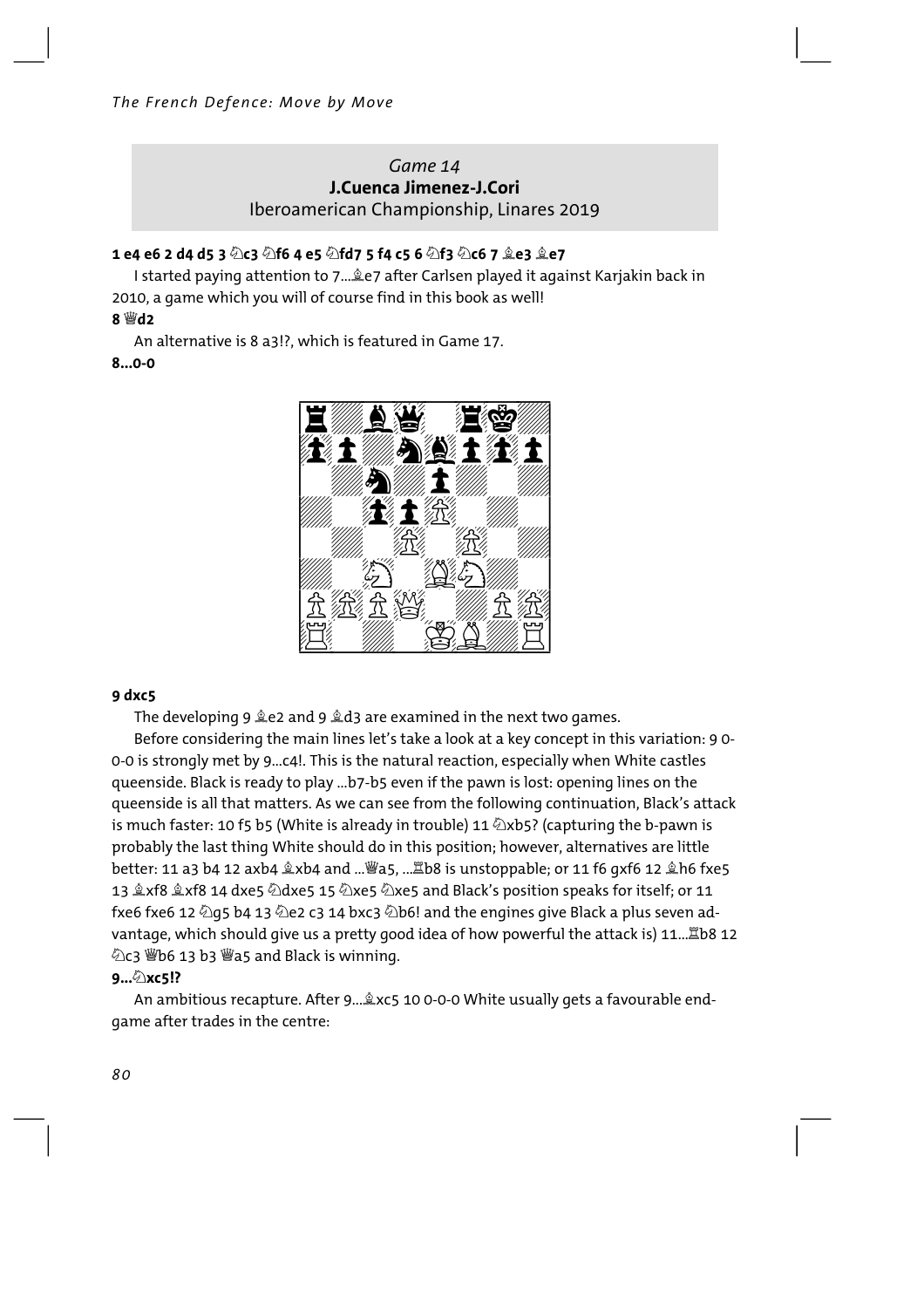### Game 14
**J.Cuenca Jimenez-J.Cori**
Iberoamerican Championship, Linares 2019

**1 e4 e6 2 d4 d5 3 ♘c3 ♘f6 4 e5 ♘fd7 5 f4 c5 6 ♘f3 ♘c6 7 ♗e3 ♗e7**

I started paying attention to 7...♗e7 after Carlsen played it against Karjakin back in 2010, a game which you will of course find in this book as well!

**8 ♕d2**

An alternative is 8 a3!?, which is featured in Game 17.

**8...0-0**

**9 dxc5**

The developing 9 ♗e2 and 9 ♗d3 are examined in the next two games.

Before considering the main lines let's take a look at a key concept in this variation: 9 0-0-0 is strongly met by 9...c4!. This is the natural reaction, especially when White castles queenside. Black is ready to play ...b7-b5 even if the pawn is lost: opening lines on the queenside is all that matters. As we can see from the following continuation, Black's attack is much faster: 10 f5 b5 (White is already in trouble) 11 ♘xb5? (capturing the b-pawn is probably the last thing White should do in this position; however, alternatives are little better: 11 a3 b4 12 axb4 ♗xb4 and ...♕a5, ...♖b8 is unstoppable; or 11 f6 gxf6 12 ♗h6 fxe5 13 ♗xf8 ♗xf8 14 dxe5 ♘dxe5 15 ♘xe5 ♘xe5 and Black's position speaks for itself; or 11 fxe6 fxe6 12 ♘g5 b4 13 ♘e2 c3 14 bxc3 ♘b6! and the engines give Black a plus seven advantage, which should give us a pretty good idea of how powerful the attack is) 11...♖b8 12 ♘c3 ♕b6 13 b3 ♕a5 and Black is winning.

**9...♘xc5!?**

An ambitious recapture. After 9...♗xc5 10 0-0-0 White usually gets a favourable endgame after trades in the centre: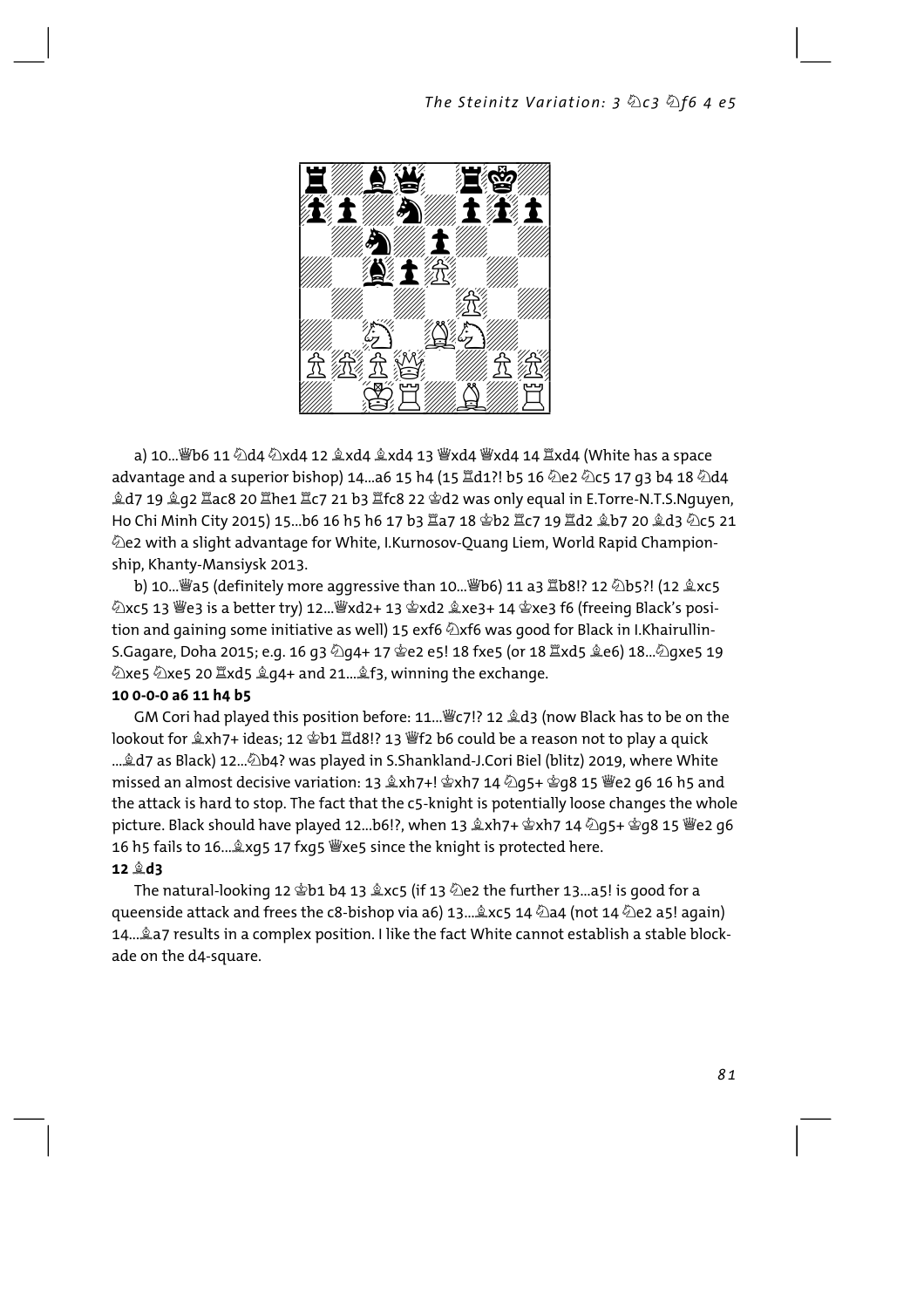a) 10...♕b6 11 ♘d4 ♘xd4 12 ♗xd4 ♗xd4 13 ♕xd4 ♕xd4 14 ♖xd4 (White has a space advantage and a superior bishop) 14...a6 15 h4 (15 ♖d1?! b5 16 ♘e2 ♘c5 17 g3 b4 18 ♘d4 ♗d7 19 ♗g2 ♖ac8 20 ♖he1 ♖c7 21 b3 ♖fc8 22 ♔d2 was only equal in E.Torre-N.T.S.Nguyen, Ho Chi Minh City 2015) 15...b6 16 h5 h6 17 b3 ♖a7 18 ♔b2 ♖c7 19 ♖d2 ♗b7 20 ♗d3 ♘c5 21 ♘e2 with a slight advantage for White, I.Kurnosov-Quang Liem, World Rapid Championship, Khanty-Mansiysk 2013.

b) 10...♕a5 (definitely more aggressive than 10...♕b6) 11 a3 ♖b8!? 12 ♘b5?! (12 ♗xc5 ♘xc5 13 ♕e3 is a better try) 12...♕xd2+ 13 ♔xd2 ♗xe3+ 14 ♔xe3 f6 (freeing Black's position and gaining some initiative as well) 15 exf6 ♘xf6 was good for Black in I.Khairullin-S.Gagare, Doha 2015; e.g. 16 g3 ♘g4+ 17 ♔e2 e5! 18 fxe5 (or 18 ♖xd5 ♗e6) 18...♘gxe5 19 ♘xe5 ♘xe5 20 ♖xd5 ♗g4+ and 21...♗f3, winning the exchange.

**10 0-0-0 a6 11 h4 b5**

GM Cori had played this position before: 11...♕c7!? 12 ♗d3 (now Black has to be on the lookout for ♗xh7+ ideas; 12 ♔b1 ♖d8!? 13 ♕f2 b6 could be a reason not to play a quick ...♗d7 as Black) 12...♘b4? was played in S.Shankland-J.Cori Biel (blitz) 2019, where White missed an almost decisive variation: 13 ♗xh7+! ♔xh7 14 ♘g5+ ♔g8 15 ♕e2 g6 16 h5 and the attack is hard to stop. The fact that the c5-knight is potentially loose changes the whole picture. Black should have played 12...b6!?, when 13 ♗xh7+ ♔xh7 14 ♘g5+ ♔g8 15 ♕e2 g6 16 h5 fails to 16...♗xg5 17 fxg5 ♕xe5 since the knight is protected here.

**12 ♗d3**

The natural-looking 12 ♔b1 b4 13 ♗xc5 (if 13 ♘e2 the further 13...a5! is good for a queenside attack and frees the c8-bishop via a6) 13...♗xc5 14 ♘a4 (not 14 ♘e2 a5! again) 14...♗a7 results in a complex position. I like the fact White cannot establish a stable blockade on the d4-square.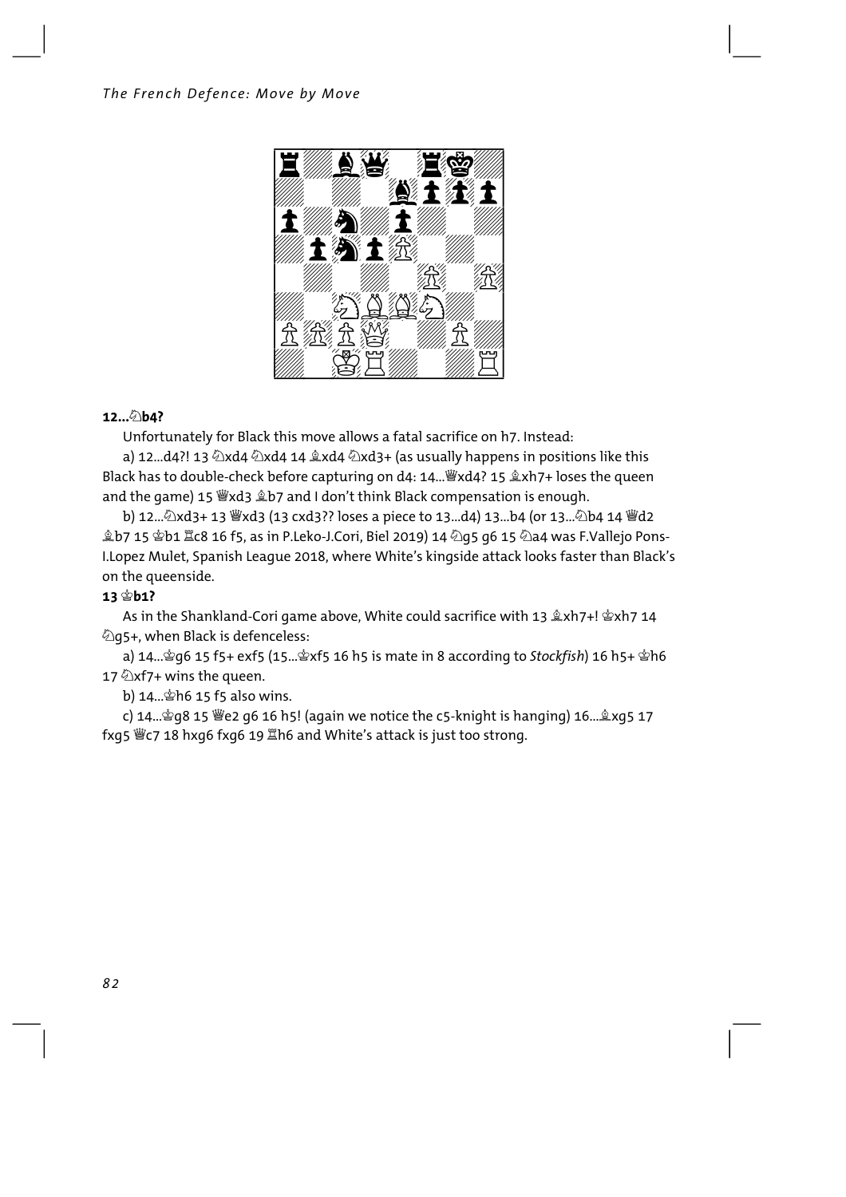**12...♘b4?**

Unfortunately for Black this move allows a fatal sacrifice on h7. Instead:

a) 12...d4?! 13 ♘xd4 ♘xd4 14 ♗xd4 ♘xd3+ (as usually happens in positions like this Black has to double-check before capturing on d4: 14...♕xd4? 15 ♗xh7+ loses the queen and the game) 15 ♕xd3 ♗b7 and I don't think Black compensation is enough.

b) 12...♘xd3+ 13 ♕xd3 (13 cxd3?? loses a piece to 13...d4) 13...b4 (or 13...♘b4 14 ♕d2 ♗b7 15 ♔b1 ♖c8 16 f5, as in P.Leko-J.Cori, Biel 2019) 14 ♘g5 g6 15 ♘a4 was F.Vallejo Pons-I.Lopez Mulet, Spanish League 2018, where White's kingside attack looks faster than Black's on the queenside.

**13 ♔b1?**

As in the Shankland-Cori game above, White could sacrifice with 13 ♗xh7+! ♔xh7 14 ♘g5+, when Black is defenceless:

a) 14...♔g6 15 f5+ exf5 (15...♔xf5 16 h5 is mate in 8 according to *Stockfish*) 16 h5+ ♔h6 17 ♘xf7+ wins the queen.

b) 14...♔h6 15 f5 also wins.

c) 14...♔g8 15 ♕e2 g6 16 h5! (again we notice the c5-knight is hanging) 16...♗xg5 17 fxg5 ♕c7 18 hxg6 fxg6 19 ♖h6 and White's attack is just too strong.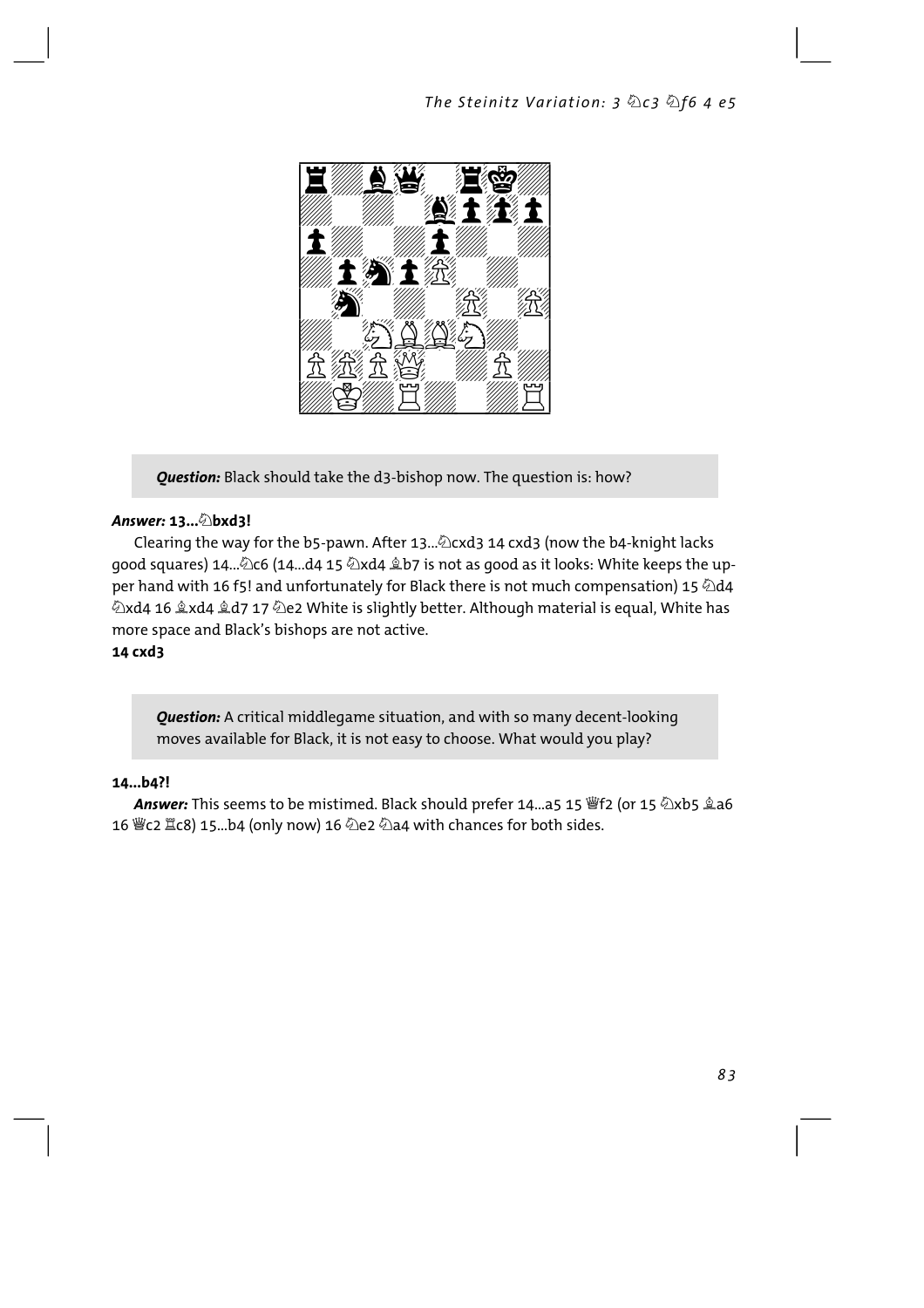**Question:** Black should take the d3-bishop now. The question is: how?

***Answer:*** **13...♘bxd3!**

Clearing the way for the b5-pawn. After 13...♘cxd3 14 cxd3 (now the b4-knight lacks good squares) 14...♘c6 (14...d4 15 ♘xd4 ♗b7 is not as good as it looks: White keeps the upper hand with 16 f5! and unfortunately for Black there is not much compensation) 15 ♘d4 ♘xd4 16 ♗xd4 ♗d7 17 ♘e2 White is slightly better. Although material is equal, White has more space and Black's bishops are not active.

**14 cxd3**

**Question:** A critical middlegame situation, and with so many decent-looking moves available for Black, it is not easy to choose. What would you play?

**14...b4?!**

***Answer:*** This seems to be mistimed. Black should prefer 14...a5 15 ♕f2 (or 15 ♘xb5 ♗a6 16 ♕c2 ♖c8) 15...b4 (only now) 16 ♘e2 ♘a4 with chances for both sides.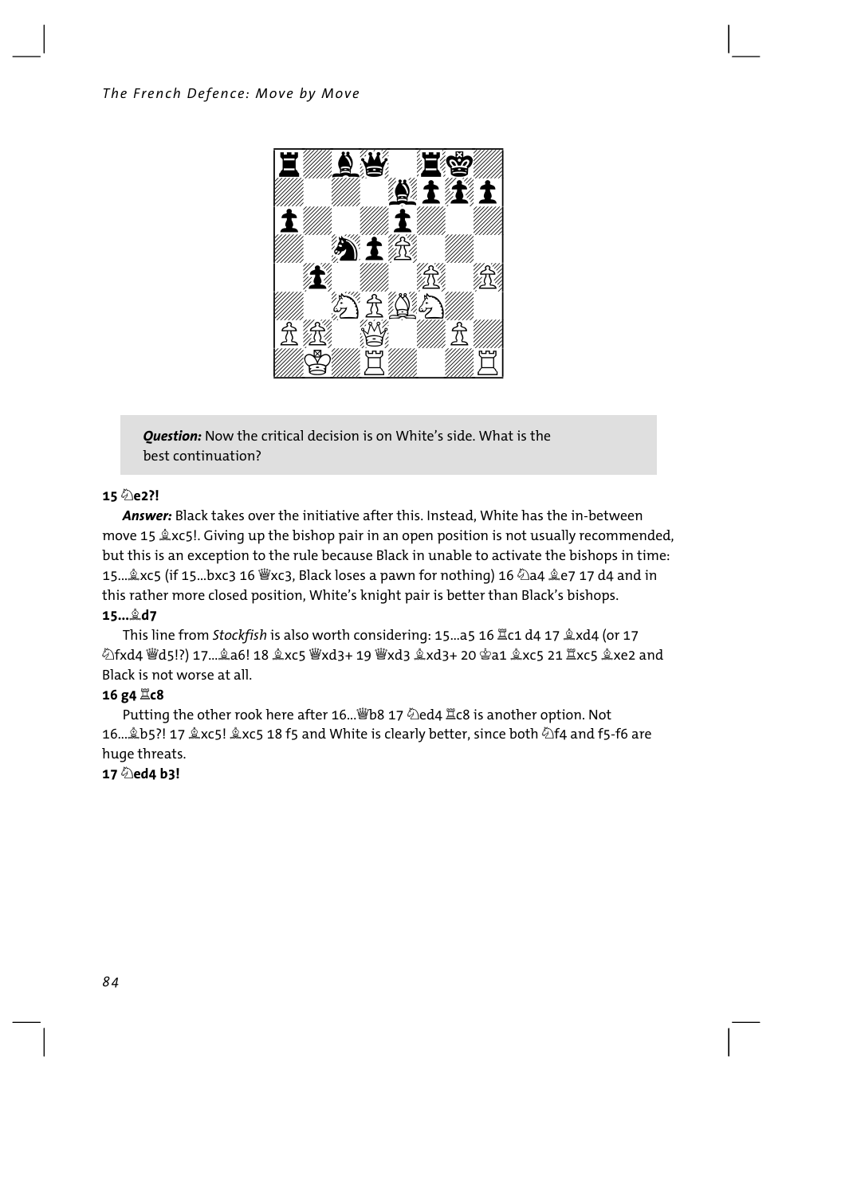> ***Question:*** Now the critical decision is on White's side. What is the best continuation?

**15 ♘e2?!**

***Answer:*** Black takes over the initiative after this. Instead, White has the in-between move 15 ♗xc5!. Giving up the bishop pair in an open position is not usually recommended, but this is an exception to the rule because Black in unable to activate the bishops in time: 15...♗xc5 (if 15...bxc3 16 ♕xc3, Black loses a pawn for nothing) 16 ♘a4 ♗e7 17 d4 and in this rather more closed position, White's knight pair is better than Black's bishops.

**15...♗d7**

This line from *Stockfish* is also worth considering: 15...a5 16 ♖c1 d4 17 ♗xd4 (or 17 ♘fxd4 ♕d5!?) 17...♗a6! 18 ♗xc5 ♕xd3+ 19 ♕xd3 ♗xd3+ 20 ♔a1 ♗xc5 21 ♖xc5 ♗xe2 and Black is not worse at all.

**16 g4 ♖c8**

Putting the other rook here after 16...♕b8 17 ♘ed4 ♖c8 is another option. Not 16...♗b5?! 17 ♗xc5! ♗xc5 18 f5 and White is clearly better, since both ♘f4 and f5-f6 are huge threats.

**17 ♘ed4 b3!**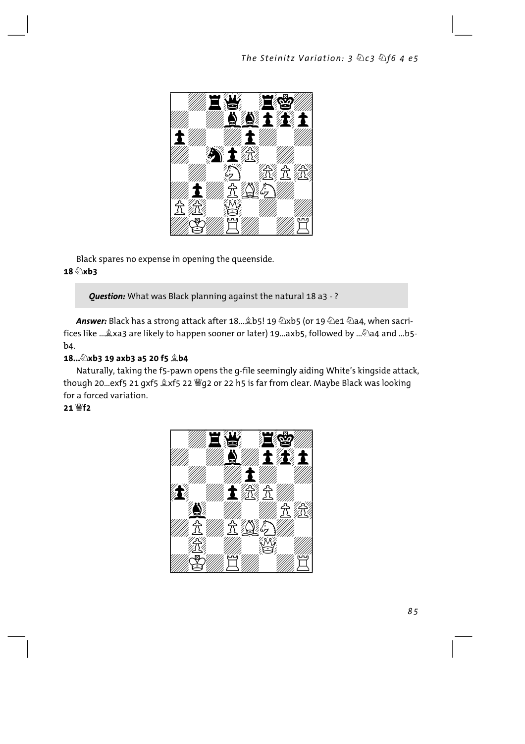Black spares no expense in opening the queenside.

**18 ♘xb3**

> ***Question:*** What was Black planning against the natural 18 a3 - ?

***Answer:*** Black has a strong attack after 18...♗b5! 19 ♘xb5 (or 19 ♘e1 ♘a4, when sacrifices like ...♗xa3 are likely to happen sooner or later) 19...axb5, followed by ...♘a4 and ...b5-b4.

**18...♘xb3 19 axb3 a5 20 f5 ♗b4**

Naturally, taking the f5-pawn opens the g-file seemingly aiding White's kingside attack, though 20...exf5 21 gxf5 ♗xf5 22 ♕g2 or 22 h5 is far from clear. Maybe Black was looking for a forced variation.

**21 ♕f2**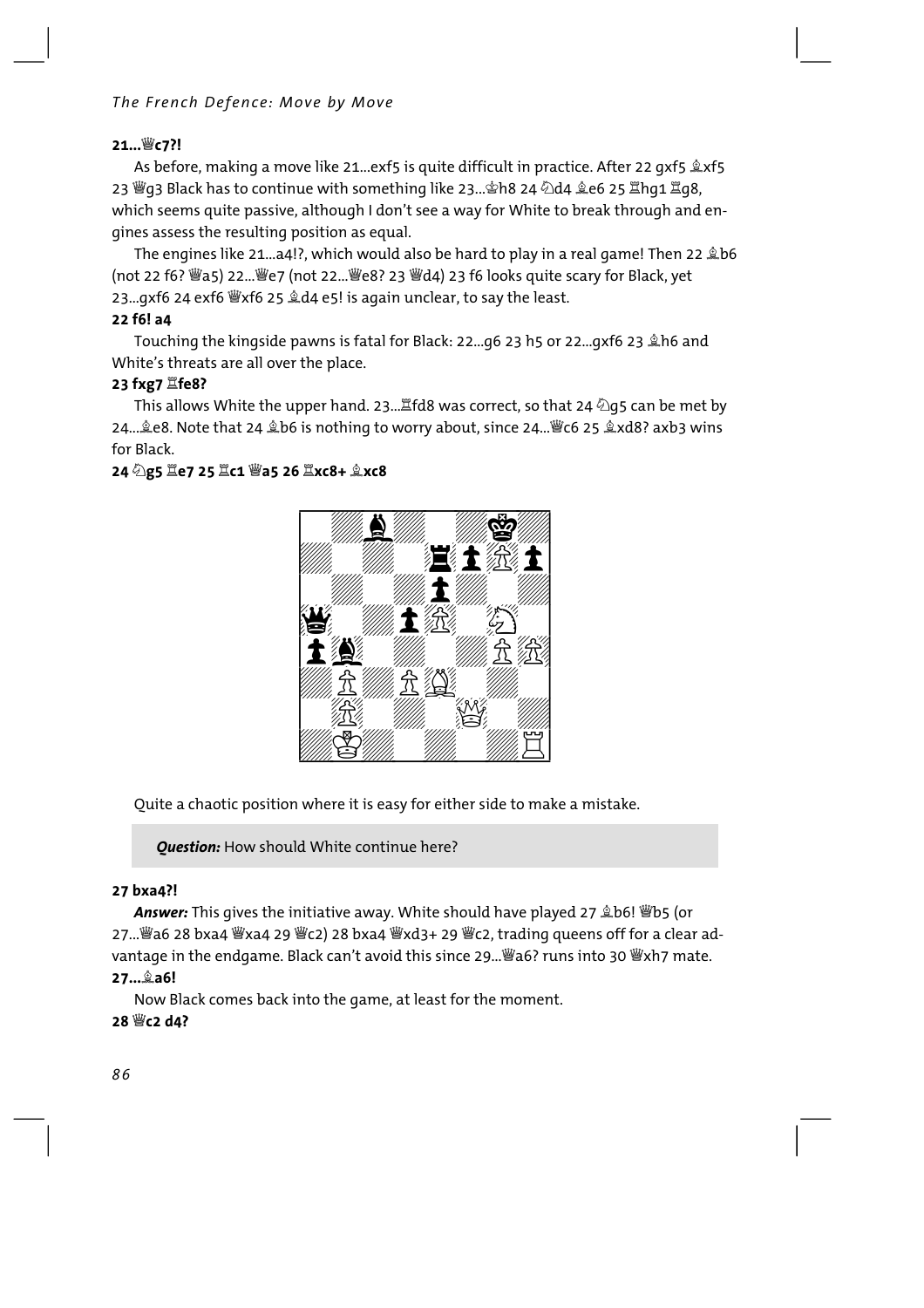**21...♕c7?!**

As before, making a move like 21...exf5 is quite difficult in practice. After 22 gxf5 ♗xf5 23 ♕g3 Black has to continue with something like 23...♔h8 24 ♘d4 ♗e6 25 ♖hg1 ♖g8, which seems quite passive, although I don't see a way for White to break through and engines assess the resulting position as equal.

The engines like 21...a4!?, which would also be hard to play in a real game! Then 22 ♗b6 (not 22 f6? ♕a5) 22...♕e7 (not 22...♕e8? 23 ♕d4) 23 f6 looks quite scary for Black, yet 23...gxf6 24 exf6 ♕xf6 25 ♗d4 e5! is again unclear, to say the least.

**22 f6! a4**

Touching the kingside pawns is fatal for Black: 22...g6 23 h5 or 22...gxf6 23 ♗h6 and White's threats are all over the place.

**23 fxg7 ♖fe8?**

This allows White the upper hand. 23...♖fd8 was correct, so that 24 ♘g5 can be met by 24...♗e8. Note that 24 ♗b6 is nothing to worry about, since 24...♕c6 25 ♗xd8? axb3 wins for Black.

**24 ♘g5 ♖e7 25 ♖c1 ♕a5 26 ♖xc8+ ♗xc8**

Quite a chaotic position where it is easy for either side to make a mistake.

> ***Question:*** How should White continue here?

**27 bxa4?!**

***Answer:*** This gives the initiative away. White should have played 27 ♗b6! ♕b5 (or 27...♕a6 28 bxa4 ♕xa4 29 ♕c2) 28 bxa4 ♕xd3+ 29 ♕c2, trading queens off for a clear advantage in the endgame. Black can't avoid this since 29...♕a6? runs into 30 ♕xh7 mate.

**27...♗a6!**

Now Black comes back into the game, at least for the moment.

**28 ♕c2 d4?**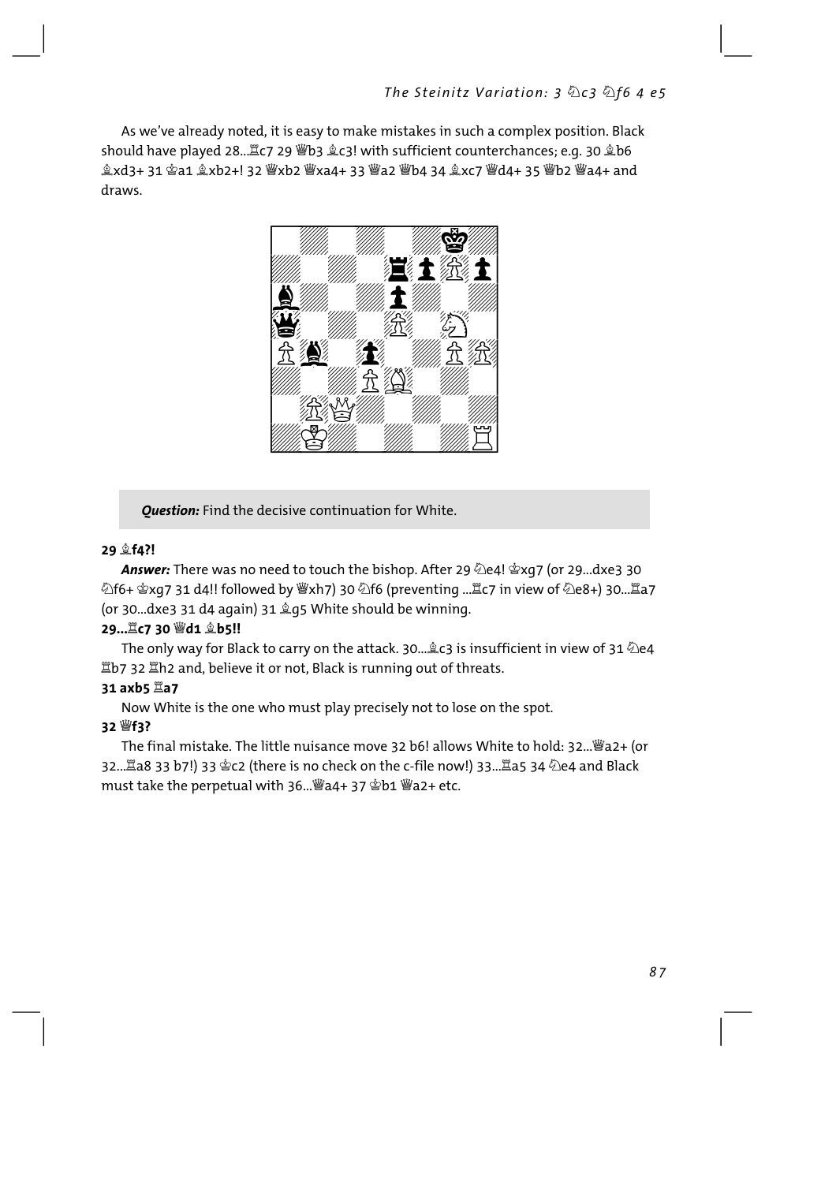As we've already noted, it is easy to make mistakes in such a complex position. Black should have played 28...♖c7 29 ♕b3 ♗c3! with sufficient counterchances; e.g. 30 ♗b6 ♗xd3+ 31 ♔a1 ♗xb2+! 32 ♕xb2 ♕xa4+ 33 ♕a2 ♕b4 34 ♗xc7 ♕d4+ 35 ♕b2 ♕a4+ and draws.

*Question:* Find the decisive continuation for White.

**29 ♗f4?!**

***Answer:*** There was no need to touch the bishop. After 29 ♘e4! ♔xg7 (or 29...dxe3 30 ♘f6+ ♔xg7 31 d4!! followed by ♕xh7) 30 ♘f6 (preventing ...♖c7 in view of ♘e8+) 30...♖a7 (or 30...dxe3 31 d4 again) 31 ♗g5 White should be winning.

**29...♖c7 30 ♕d1 ♗b5!!**

The only way for Black to carry on the attack. 30...♗c3 is insufficient in view of 31 ♘e4 ♖b7 32 ♖h2 and, believe it or not, Black is running out of threats.

**31 axb5 ♖a7**

Now White is the one who must play precisely not to lose on the spot.

**32 ♕f3?**

The final mistake. The little nuisance move 32 b6! allows White to hold: 32...♕a2+ (or 32...♖a8 33 b7!) 33 ♔c2 (there is no check on the c-file now!) 33...♖a5 34 ♘e4 and Black must take the perpetual with 36...♕a4+ 37 ♔b1 ♕a2+ etc.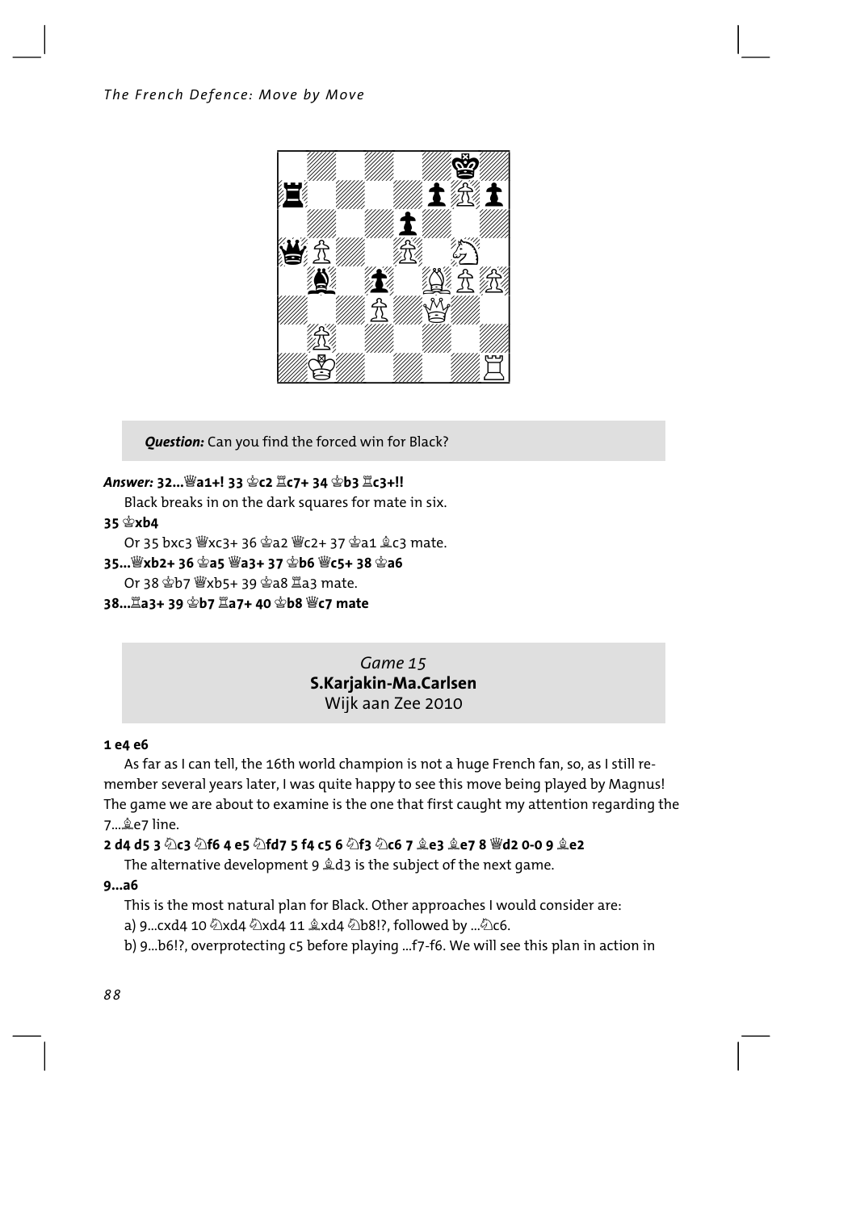***Question:*** Can you find the forced win for Black?

***Answer:*** **32...♕a1+! 33 ♔c2 ♖c7+ 34 ♔b3 ♖c3+!!**

Black breaks in on the dark squares for mate in six.

**35 ♔xb4**

Or 35 bxc3 ♕xc3+ 36 ♔a2 ♕c2+ 37 ♔a1 ♗c3 mate.

**35...♕xb2+ 36 ♔a5 ♕a3+ 37 ♔b6 ♕c5+ 38 ♔a6**

Or 38 ♔b7 ♕xb5+ 39 ♔a8 ♖a3 mate.

**38...♖a3+ 39 ♔b7 ♖a7+ 40 ♔b8 ♕c7 mate**

## Game 15
**S.Karjakin-Ma.Carlsen**
Wijk aan Zee 2010

**1 e4 e6**

As far as I can tell, the 16th world champion is not a huge French fan, so, as I still remember several years later, I was quite happy to see this move being played by Magnus! The game we are about to examine is the one that first caught my attention regarding the 7...♗e7 line.

**2 d4 d5 3 ♘c3 ♘f6 4 e5 ♘fd7 5 f4 c5 6 ♘f3 ♘c6 7 ♗e3 ♗e7 8 ♕d2 0-0 9 ♗e2**

The alternative development 9 ♗d3 is the subject of the next game.

**9...a6**

This is the most natural plan for Black. Other approaches I would consider are:

a) 9...cxd4 10 ♘xd4 ♘xd4 11 ♗xd4 ♘b8!?, followed by ...♘c6.

b) 9...b6!?, overprotecting c5 before playing ...f7-f6. We will see this plan in action in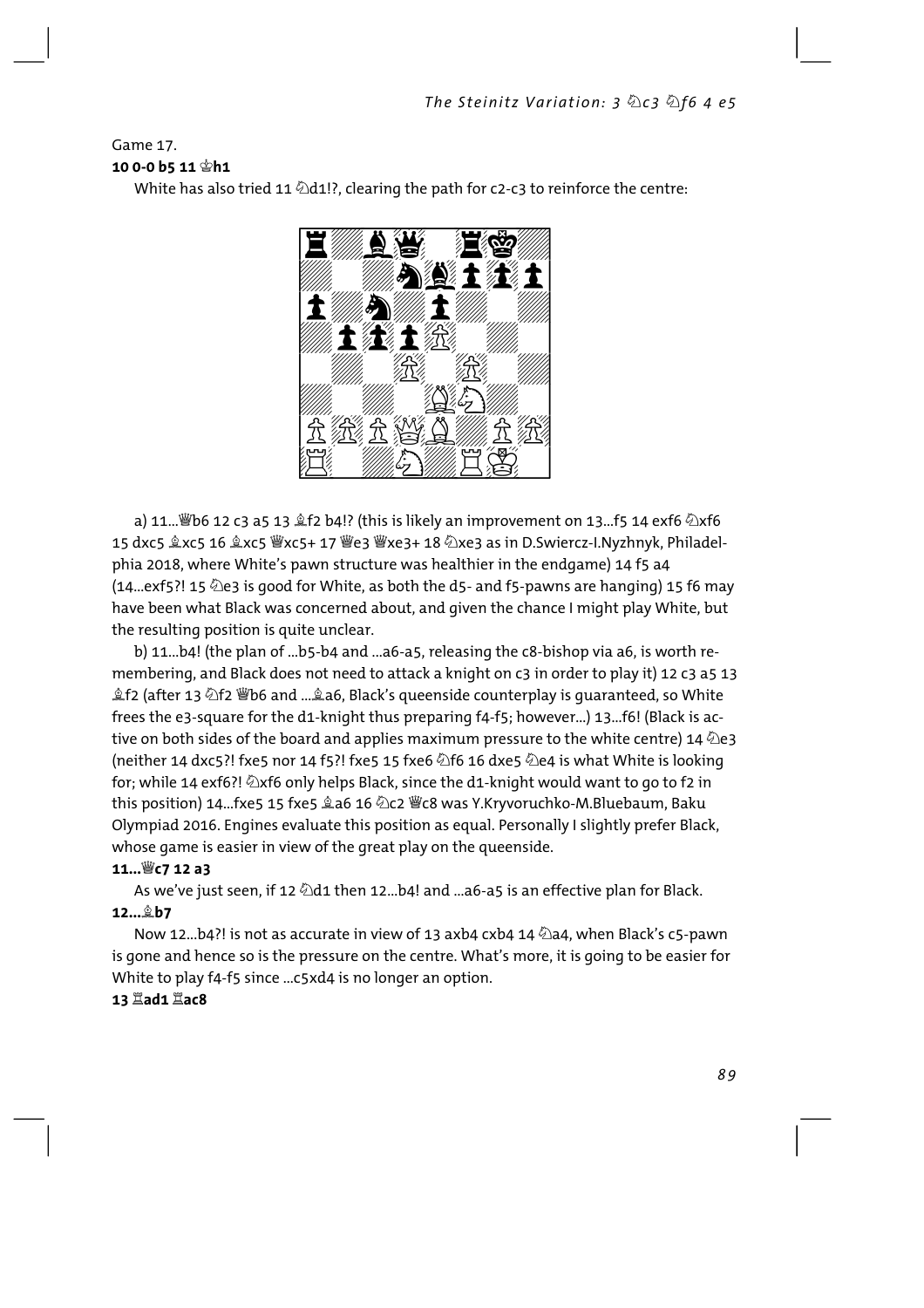Game 17.

**10 0-0 b5 11 ♔h1**

White has also tried 11 ♘d1!?, clearing the path for c2-c3 to reinforce the centre:

a) 11...♕b6 12 c3 a5 13 ♗f2 b4!? (this is likely an improvement on 13...f5 14 exf6 ♘xf6 15 dxc5 ♗xc5 16 ♗xc5 ♕xc5+ 17 ♕e3 ♕xe3+ 18 ♘xe3 as in D.Swiercz-I.Nyzhnyk, Philadelphia 2018, where White's pawn structure was healthier in the endgame) 14 f5 a4 (14...exf5?! 15 ♘e3 is good for White, as both the d5- and f5-pawns are hanging) 15 f6 may have been what Black was concerned about, and given the chance I might play White, but the resulting position is quite unclear.

b) 11...b4! (the plan of ...b5-b4 and ...a6-a5, releasing the c8-bishop via a6, is worth remembering, and Black does not need to attack a knight on c3 in order to play it) 12 c3 a5 13 ♗f2 (after 13 ♘f2 ♕b6 and ...♗a6, Black's queenside counterplay is guaranteed, so White frees the e3-square for the d1-knight thus preparing f4-f5; however...) 13...f6! (Black is active on both sides of the board and applies maximum pressure to the white centre) 14 ♘e3 (neither 14 dxc5?! fxe5 nor 14 f5?! fxe5 15 fxe6 ♘f6 16 dxe5 ♘e4 is what White is looking for; while 14 exf6?! ♘xf6 only helps Black, since the d1-knight would want to go to f2 in this position) 14...fxe5 15 fxe5 ♗a6 16 ♘c2 ♕c8 was Y.Kryvoruchko-M.Bluebaum, Baku Olympiad 2016. Engines evaluate this position as equal. Personally I slightly prefer Black, whose game is easier in view of the great play on the queenside.

**11...♕c7 12 a3**

As we've just seen, if 12 ♘d1 then 12...b4! and ...a6-a5 is an effective plan for Black.

**12...♗b7**

Now 12...b4?! is not as accurate in view of 13 axb4 cxb4 14 ♘a4, when Black's c5-pawn is gone and hence so is the pressure on the centre. What's more, it is going to be easier for White to play f4-f5 since ...c5xd4 is no longer an option.

**13 ♖ad1 ♖ac8**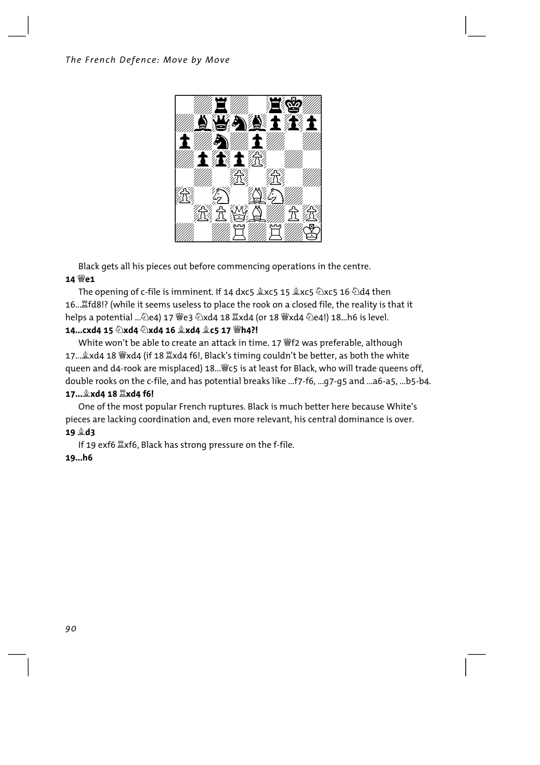Black gets all his pieces out before commencing operations in the centre.

**14 ♕e1**

The opening of c-file is imminent. If 14 dxc5 ♗xc5 15 ♗xc5 ♘xc5 16 ♘d4 then 16...♖fd8!? (while it seems useless to place the rook on a closed file, the reality is that it helps a potential ...♘e4) 17 ♕e3 ♘xd4 18 ♖xd4 (or 18 ♕xd4 ♘e4!) 18...h6 is level.

**14...cxd4 15 ♘xd4 ♘xd4 16 ♗xd4 ♗c5 17 ♕h4?!**

White won't be able to create an attack in time. 17 ♕f2 was preferable, although 17...♗xd4 18 ♕xd4 (if 18 ♖xd4 f6!, Black's timing couldn't be better, as both the white queen and d4-rook are misplaced) 18...♕c5 is at least for Black, who will trade queens off, double rooks on the c-file, and has potential breaks like ...f7-f6, ...g7-g5 and ...a6-a5, ...b5-b4.

**17...♗xd4 18 ♖xd4 f6!**

One of the most popular French ruptures. Black is much better here because White's pieces are lacking coordination and, even more relevant, his central dominance is over.

**19 ♗d3**

If 19 exf6 ♖xf6, Black has strong pressure on the f-file.

**19...h6**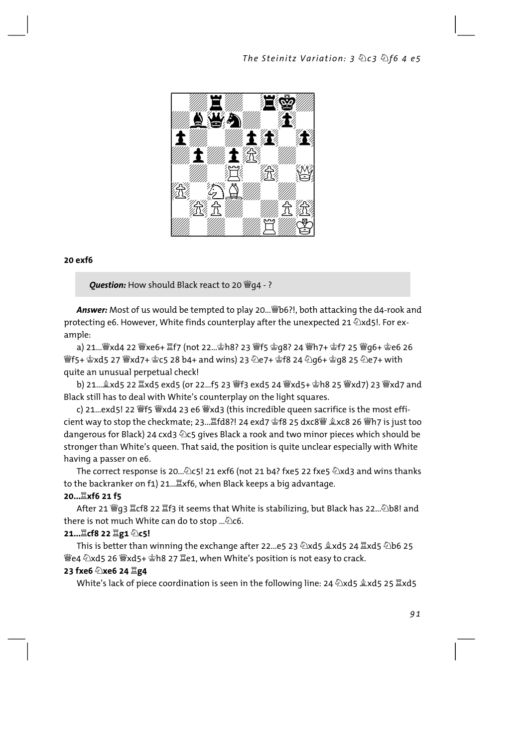**20 exf6**

> ***Question:*** How should Black react to 20 ♕g4 - ?

***Answer:*** Most of us would be tempted to play 20...♕b6?!, both attacking the d4-rook and protecting e6. However, White finds counterplay after the unexpected 21 ♘xd5!. For example:

a) 21...♕xd4 22 ♕xe6+ ♖f7 (not 22...♔h8? 23 ♕f5 ♔g8? 24 ♕h7+ ♔f7 25 ♕g6+ ♔e6 26 ♕f5+ ♔xd5 27 ♕xd7+ ♔c5 28 b4+ and wins) 23 ♘e7+ ♔f8 24 ♘g6+ ♔g8 25 ♘e7+ with quite an unusual perpetual check!

b) 21...♗xd5 22 ♖xd5 exd5 (or 22...f5 23 ♕f3 exd5 24 ♕xd5+ ♔h8 25 ♕xd7) 23 ♕xd7 and Black still has to deal with White's counterplay on the light squares.

c) 21...exd5! 22 ♕f5 ♕xd4 23 e6 ♕xd3 (this incredible queen sacrifice is the most efficient way to stop the checkmate; 23...♖fd8?! 24 exd7 ♔f8 25 dxc8♕ ♗xc8 26 ♕h7 is just too dangerous for Black) 24 cxd3 ♘c5 gives Black a rook and two minor pieces which should be stronger than White's queen. That said, the position is quite unclear especially with White having a passer on e6.

The correct response is 20...♘c5! 21 exf6 (not 21 b4? fxe5 22 fxe5 ♘xd3 and wins thanks to the backranker on f1) 21...♖xf6, when Black keeps a big advantage.

**20...♖xf6 21 f5**

After 21 ♕g3 ♖cf8 22 ♖f3 it seems that White is stabilizing, but Black has 22...♘b8! and there is not much White can do to stop ...♘c6.

**21...♖cf8 22 ♖g1 ♘c5!**

This is better than winning the exchange after 22...e5 23 ♘xd5 ♗xd5 24 ♖xd5 ♘b6 25 ♕e4 ♘xd5 26 ♕xd5+ ♔h8 27 ♖e1, when White's position is not easy to crack.

**23 fxe6 ♘xe6 24 ♖g4**

White's lack of piece coordination is seen in the following line: 24 ♘xd5 ♗xd5 25 ♖xd5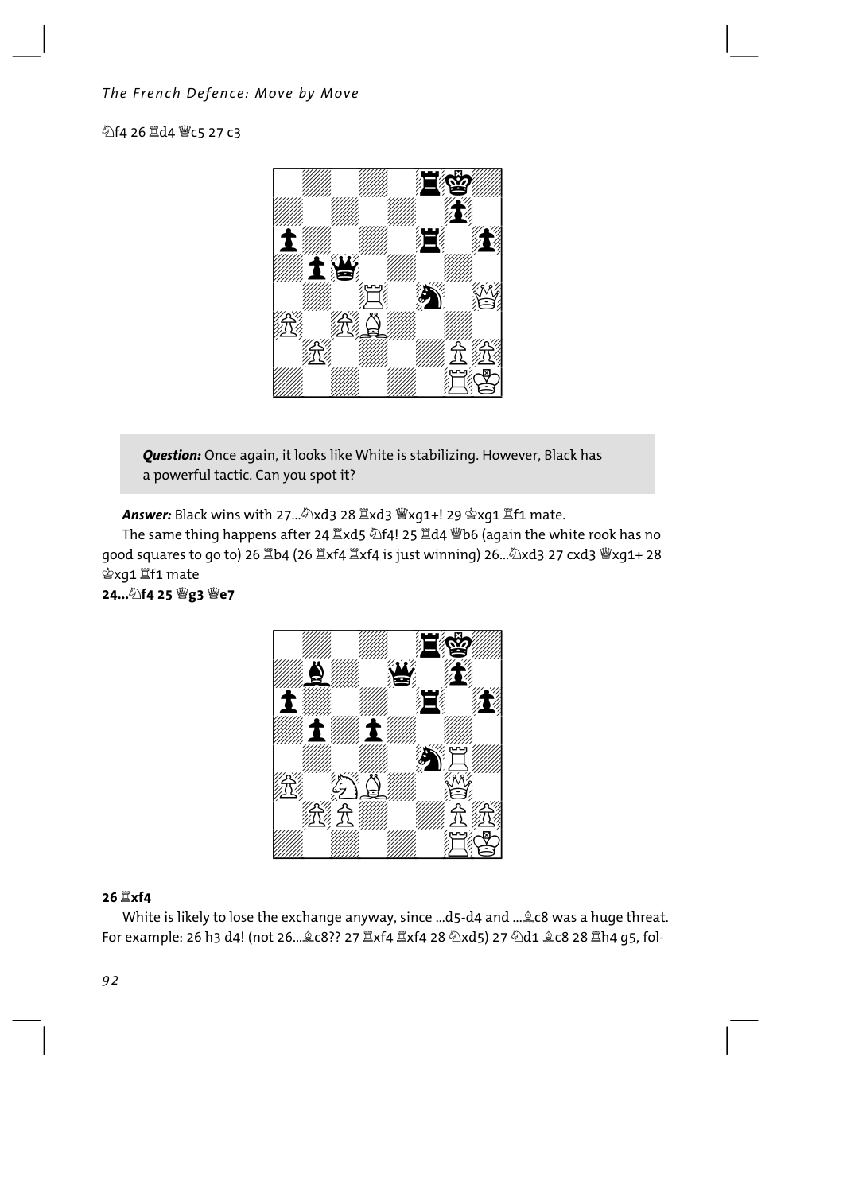♘f4 26 ♖d4 ♕c5 27 c3

*Question:* Once again, it looks like White is stabilizing. However, Black has a powerful tactic. Can you spot it?

***Answer:*** Black wins with 27...♘xd3 28 ♖xd3 ♕xg1+! 29 ♔xg1 ♖f1 mate.

The same thing happens after 24 ♖xd5 ♘f4! 25 ♖d4 ♕b6 (again the white rook has no good squares to go to) 26 ♖b4 (26 ♖xf4 ♖xf4 is just winning) 26...♘xd3 27 cxd3 ♕xg1+ 28 ♔xg1 ♖f1 mate

**24...♘f4 25 ♕g3 ♕e7**

**26 ♖xf4**

White is likely to lose the exchange anyway, since ...d5-d4 and ...♗c8 was a huge threat. For example: 26 h3 d4! (not 26...♗c8?? 27 ♖xf4 ♖xf4 28 ♘xd5) 27 ♘d1 ♗c8 28 ♖h4 g5, fol-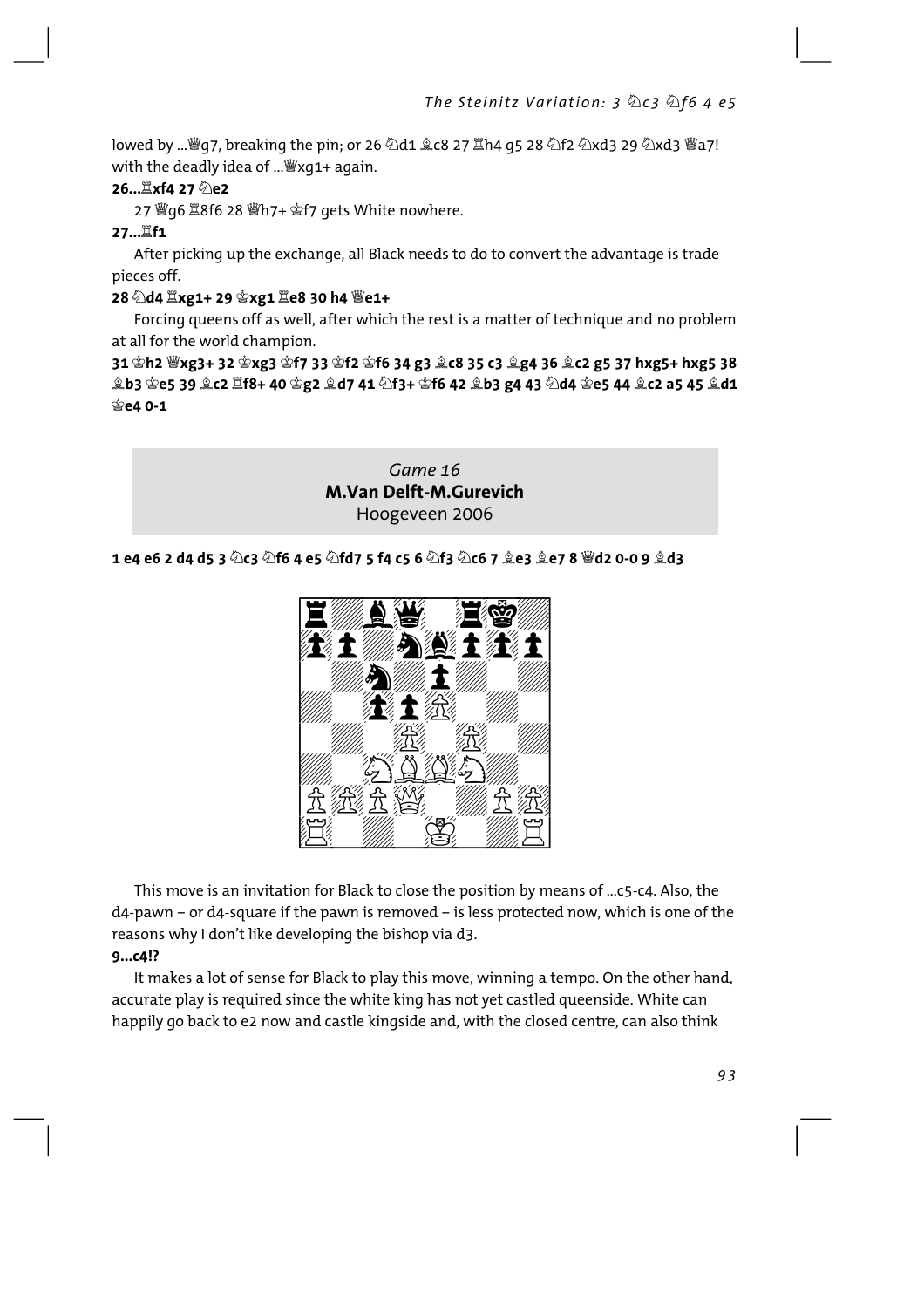lowed by ...♕g7, breaking the pin; or 26 ♘d1 ♗c8 27 ♖h4 g5 28 ♘f2 ♘xd3 29 ♘xd3 ♕a7! with the deadly idea of ...♕xg1+ again.

**26...♖xf4 27 ♘e2**

27 ♕g6 ♖8f6 28 ♕h7+ ♔f7 gets White nowhere.

**27...♖f1**

After picking up the exchange, all Black needs to do to convert the advantage is trade pieces off.

**28 ♘d4 ♖xg1+ 29 ♔xg1 ♖e8 30 h4 ♕e1+**

Forcing queens off as well, after which the rest is a matter of technique and no problem at all for the world champion.

**31 ♔h2 ♕xg3+ 32 ♔xg3 ♔f7 33 ♔f2 ♔f6 34 g3 ♗c8 35 c3 ♗g4 36 ♗c2 g5 37 hxg5+ hxg5 38 ♗b3 ♔e5 39 ♗c2 ♖f8+ 40 ♔g2 ♗d7 41 ♘f3+ ♔f6 42 ♗b3 g4 43 ♘d4 ♔e5 44 ♗c2 a5 45 ♗d1 ♔e4 0-1**

## *Game 16*
## **M.Van Delft-M.Gurevich**
Hoogeveen 2006

**1 e4 e6 2 d4 d5 3 ♘c3 ♘f6 4 e5 ♘fd7 5 f4 c5 6 ♘f3 ♘c6 7 ♗e3 ♗e7 8 ♕d2 0-0 9 ♗d3**

This move is an invitation for Black to close the position by means of ...c5-c4. Also, the d4-pawn – or d4-square if the pawn is removed – is less protected now, which is one of the reasons why I don't like developing the bishop via d3.

**9...c4!?**

It makes a lot of sense for Black to play this move, winning a tempo. On the other hand, accurate play is required since the white king has not yet castled queenside. White can happily go back to e2 now and castle kingside and, with the closed centre, can also think